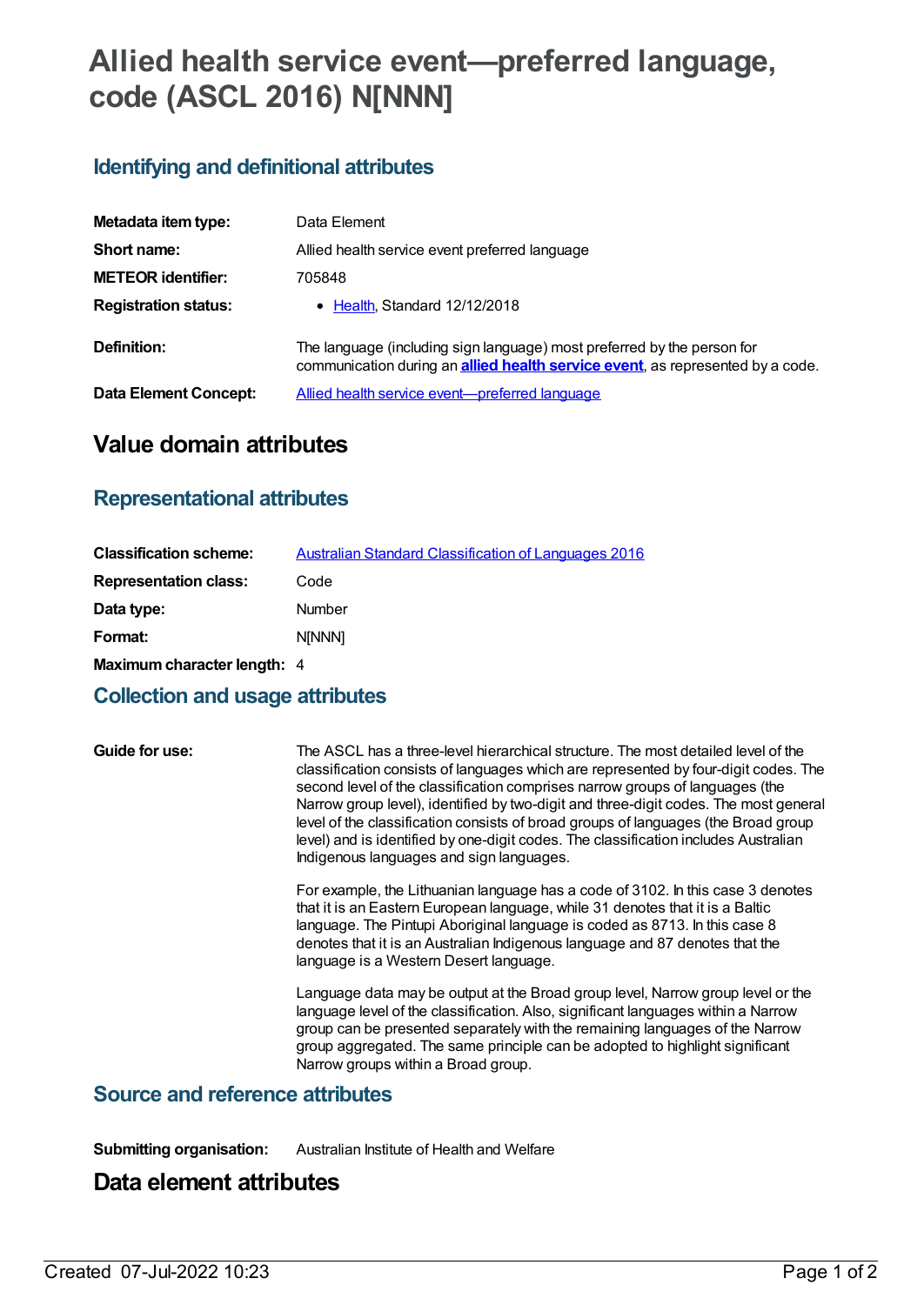# Allied health service event—preferred language, code (ASCL 2016) N[NNN]

## Identifying and definitional attributes

| | |
|---|---|
| **Metadata item type:** | Data Element |
| **Short name:** | Allied health service event preferred language |
| **METEOR identifier:** | 705848 |
| **Registration status:** | • Health, Standard 12/12/2018 |
| **Definition:** | The language (including sign language) most preferred by the person for communication during an **allied health service event**, as represented by a code. |
| **Data Element Concept:** | Allied health service event—preferred language |

# Value domain attributes

## Representational attributes

| | |
|---|---|
| **Classification scheme:** | Australian Standard Classification of Languages 2016 |
| **Representation class:** | Code |
| **Data type:** | Number |
| **Format:** | N[NNN] |
| **Maximum character length:** | 4 |

## Collection and usage attributes

**Guide for use:**

The ASCL has a three-level hierarchical structure. The most detailed level of the classification consists of languages which are represented by four-digit codes. The second level of the classification comprises narrow groups of languages (the Narrow group level), identified by two-digit and three-digit codes. The most general level of the classification consists of broad groups of languages (the Broad group level) and is identified by one-digit codes. The classification includes Australian Indigenous languages and sign languages.

For example, the Lithuanian language has a code of 3102. In this case 3 denotes that it is an Eastern European language, while 31 denotes that it is a Baltic language. The Pintupi Aboriginal language is coded as 8713. In this case 8 denotes that it is an Australian Indigenous language and 87 denotes that the language is a Western Desert language.

Language data may be output at the Broad group level, Narrow group level or the language level of the classification. Also, significant languages within a Narrow group can be presented separately with the remaining languages of the Narrow group aggregated. The same principle can be adopted to highlight significant Narrow groups within a Broad group.

## Source and reference attributes

**Submitting organisation:** Australian Institute of Health and Welfare

# Data element attributes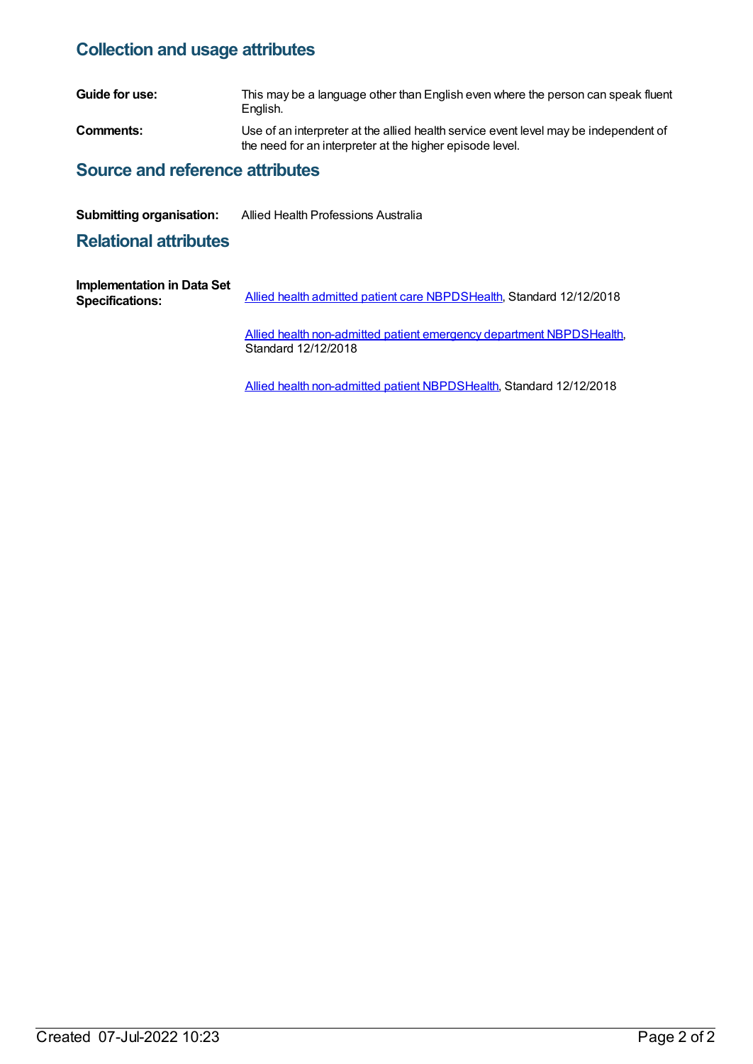## Collection and usage attributes

**Guide for use:** This may be a language other than English even where the person can speak fluent English.

**Comments:** Use of an interpreter at the allied health service event level may be independent of the need for an interpreter at the higher episode level.

## Source and reference attributes

**Submitting organisation:** Allied Health Professions Australia

## Relational attributes

**Implementation in Data Set Specifications:**

Allied health admitted patient care NBPDSHealth, Standard 12/12/2018

Allied health non-admitted patient emergency department NBPDSHealth, Standard 12/12/2018

Allied health non-admitted patient NBPDSHealth, Standard 12/12/2018